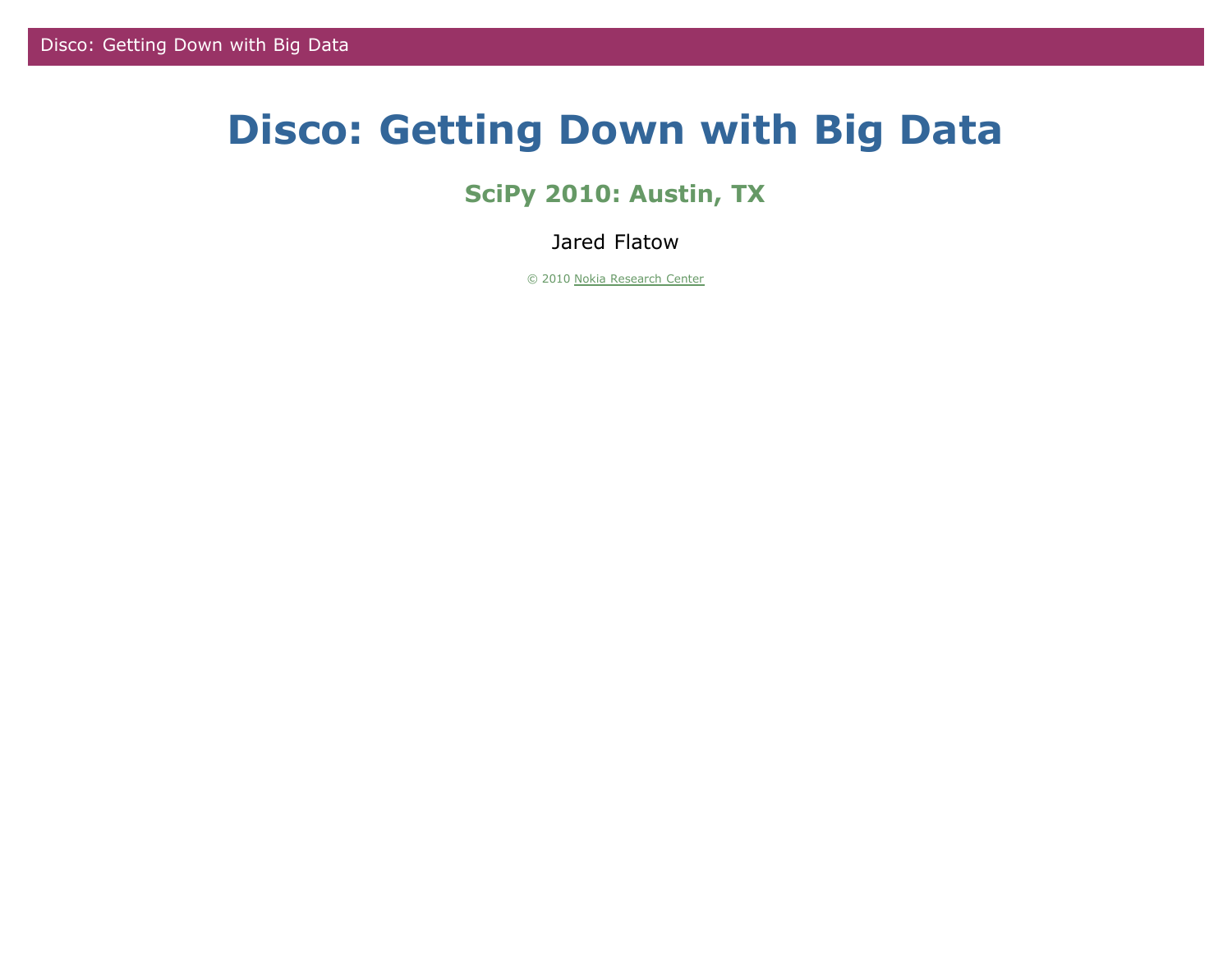# Disco: Getting Down with Big Data

## SciPy 2010: Austin, TX

Jared Flatow

© 2010 Nokia Research Center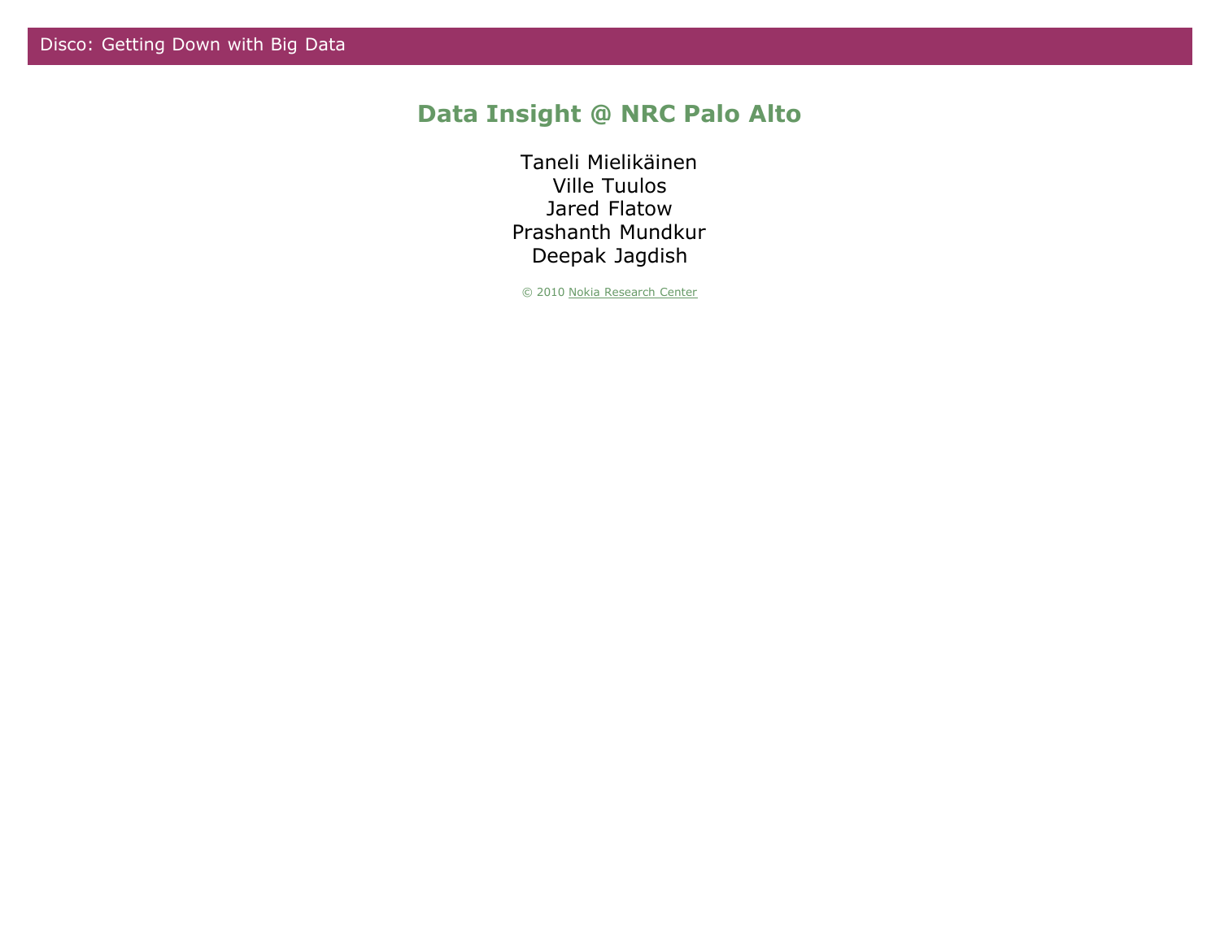## Data Insight @ NRC Palo Alto

Taneli Mielikäinen
Ville Tuulos
Jared Flatow
Prashanth Mundkur
Deepak Jagdish

© 2010 Nokia Research Center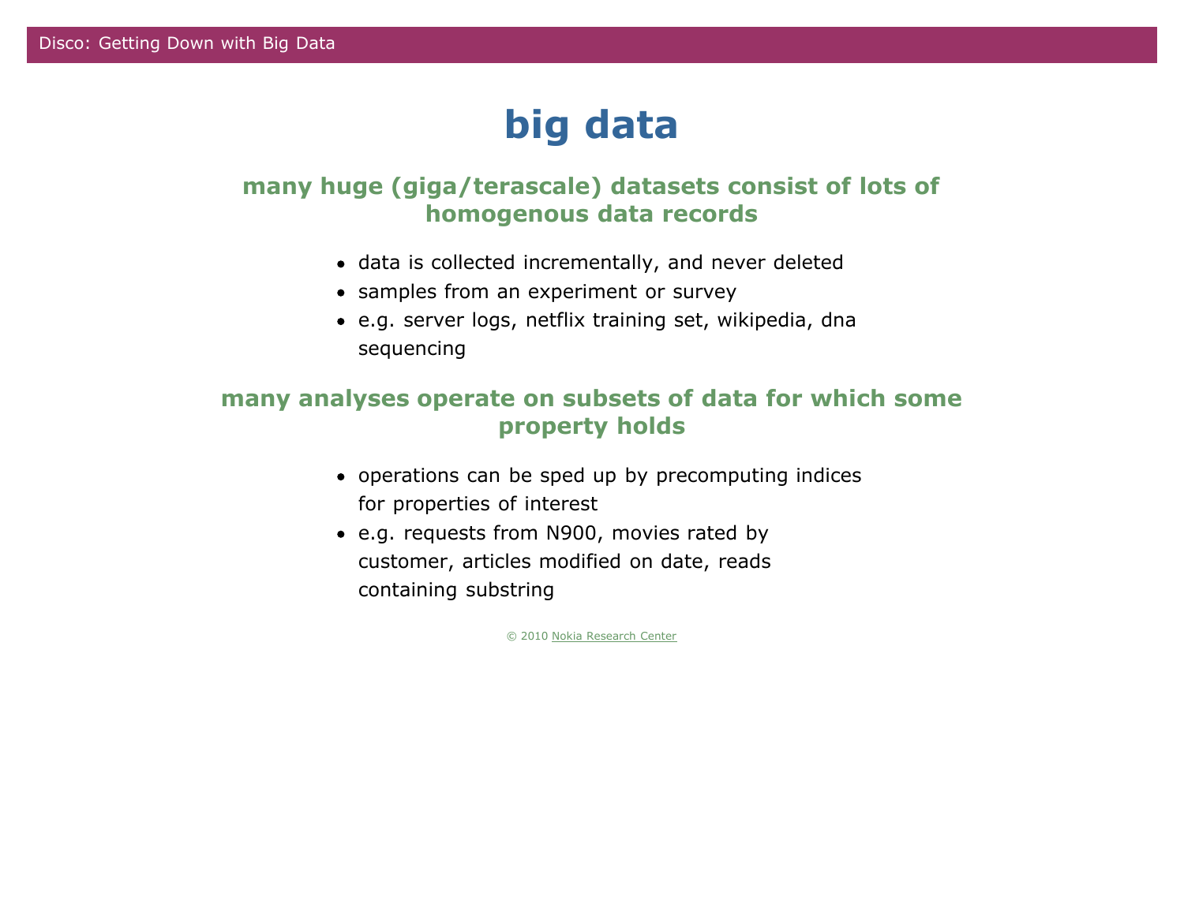# big data

## many huge (giga/terascale) datasets consist of lots of homogenous data records

- data is collected incrementally, and never deleted
- samples from an experiment or survey
- e.g. server logs, netflix training set, wikipedia, dna sequencing

## many analyses operate on subsets of data for which some property holds

- operations can be sped up by precomputing indices for properties of interest
- e.g. requests from N900, movies rated by customer, articles modified on date, reads containing substring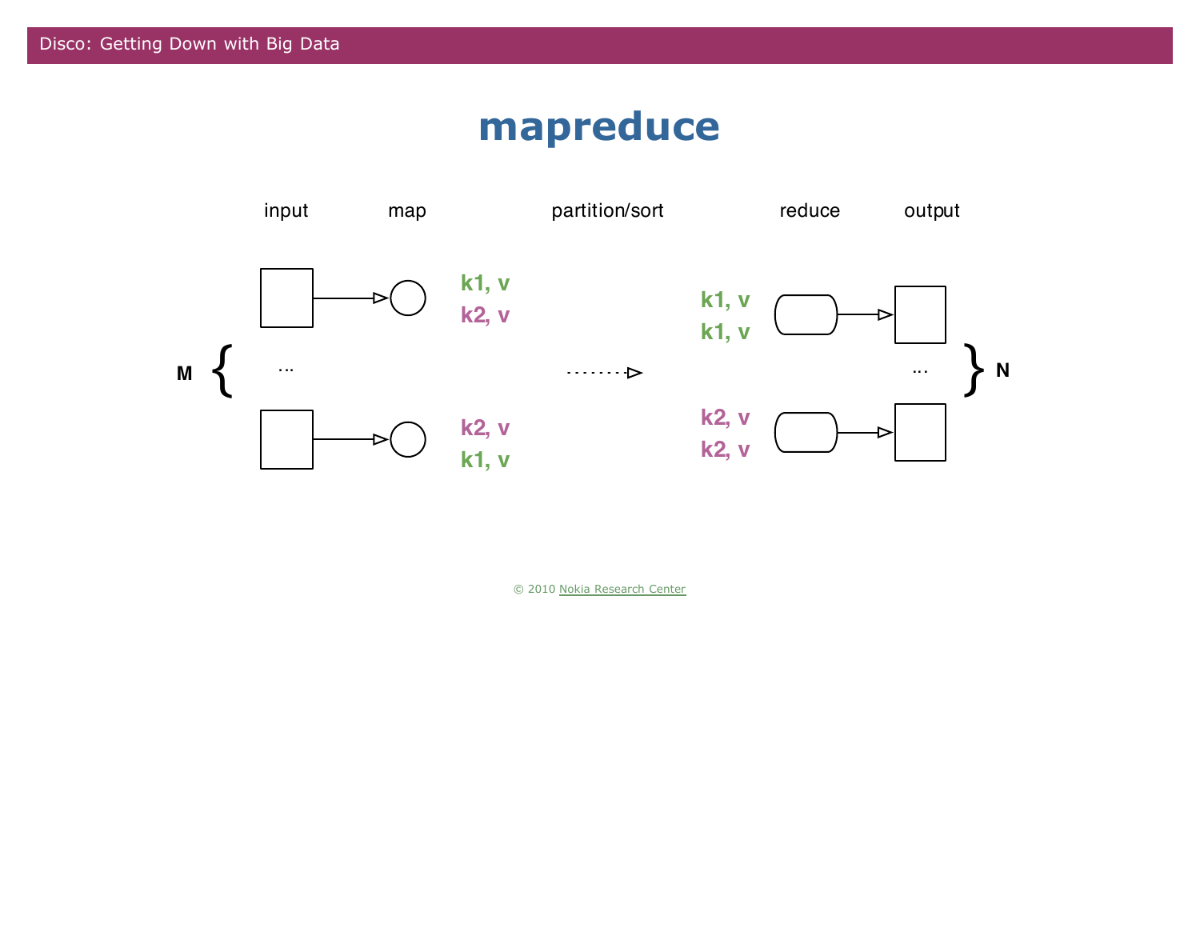# mapreduce

input map partition/sort reduce output

M { ... } → k1, v / k2, v ... k2, v / k1, v

k1, v / k1, v ... k2, v / k2, v } N

© 2010 Nokia Research Center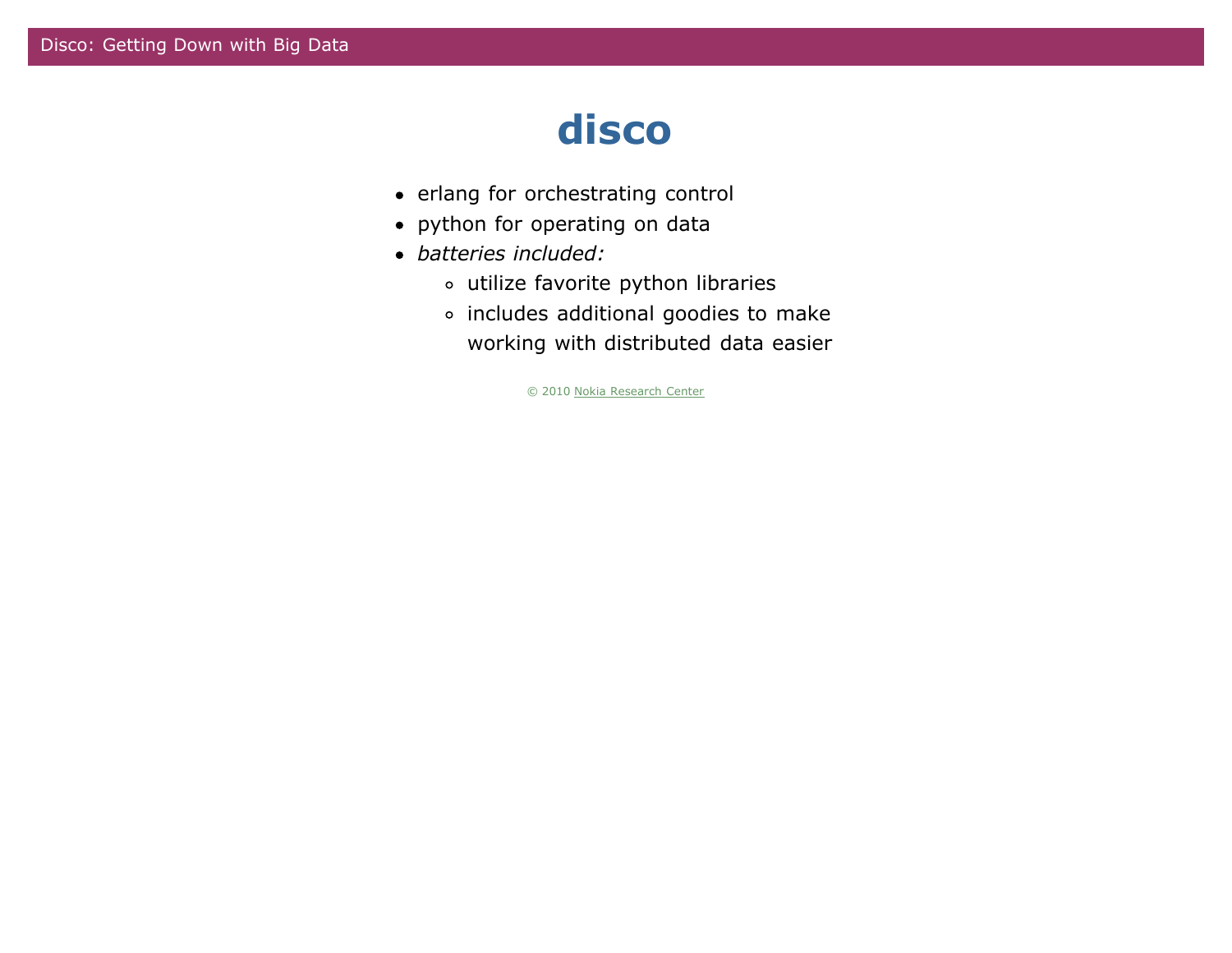# disco

- erlang for orchestrating control
- python for operating on data
- *batteries included:*
  - utilize favorite python libraries
  - includes additional goodies to make working with distributed data easier

© 2010 Nokia Research Center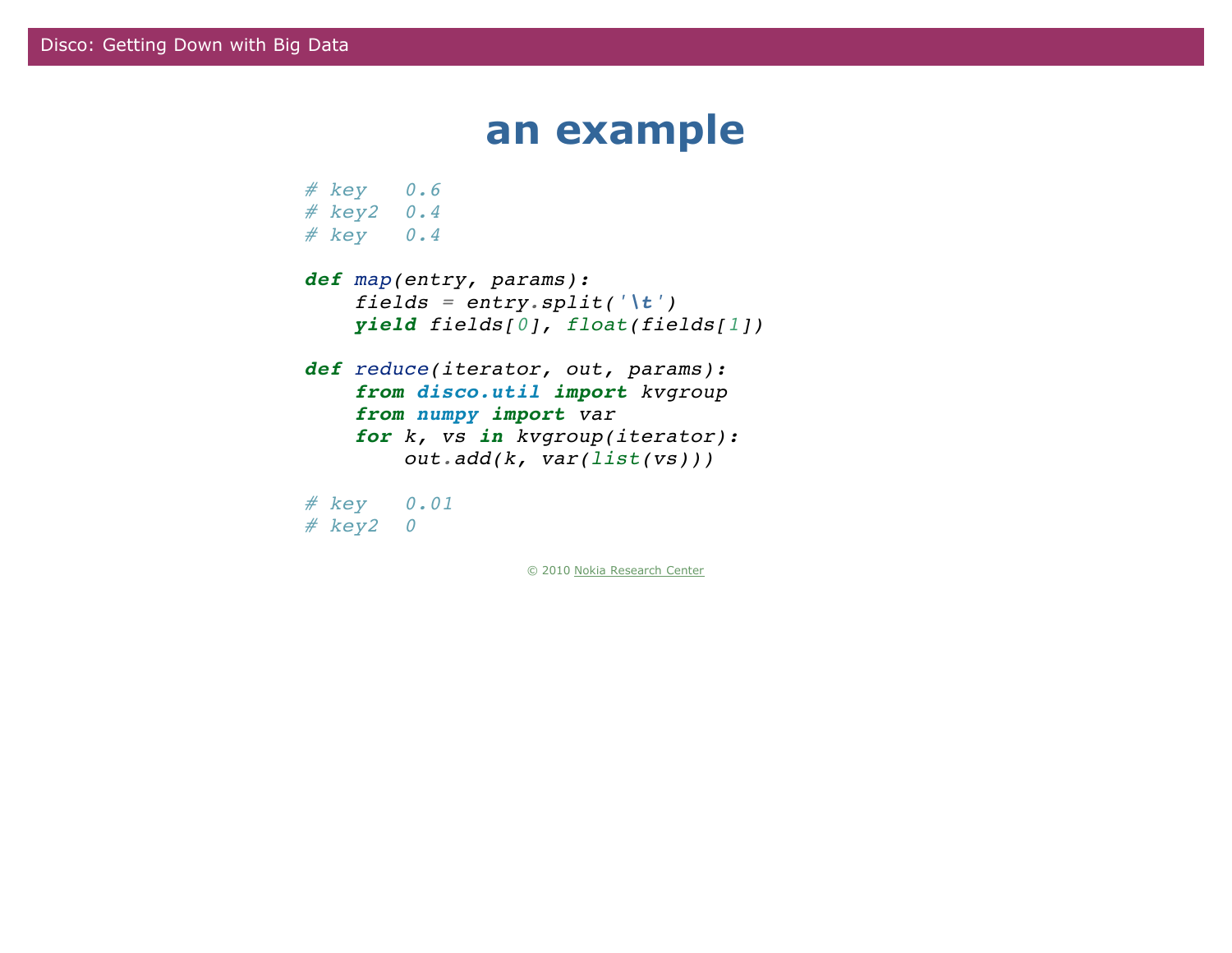# an example

```python
# key   0.6
# key2  0.4
# key   0.4

def map(entry, params):
    fields = entry.split('\t')
    yield fields[0], float(fields[1])

def reduce(iterator, out, params):
    from disco.util import kvgroup
    from numpy import var
    for k, vs in kvgroup(iterator):
        out.add(k, var(list(vs)))

# key   0.01
# key2  0
```

© 2010 Nokia Research Center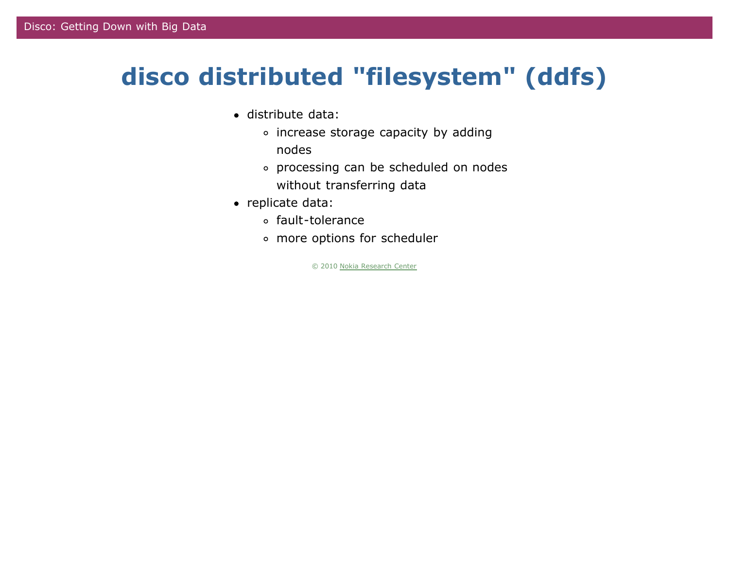# disco distributed "filesystem" (ddfs)

- distribute data:
  - increase storage capacity by adding nodes
  - processing can be scheduled on nodes without transferring data
- replicate data:
  - fault-tolerance
  - more options for scheduler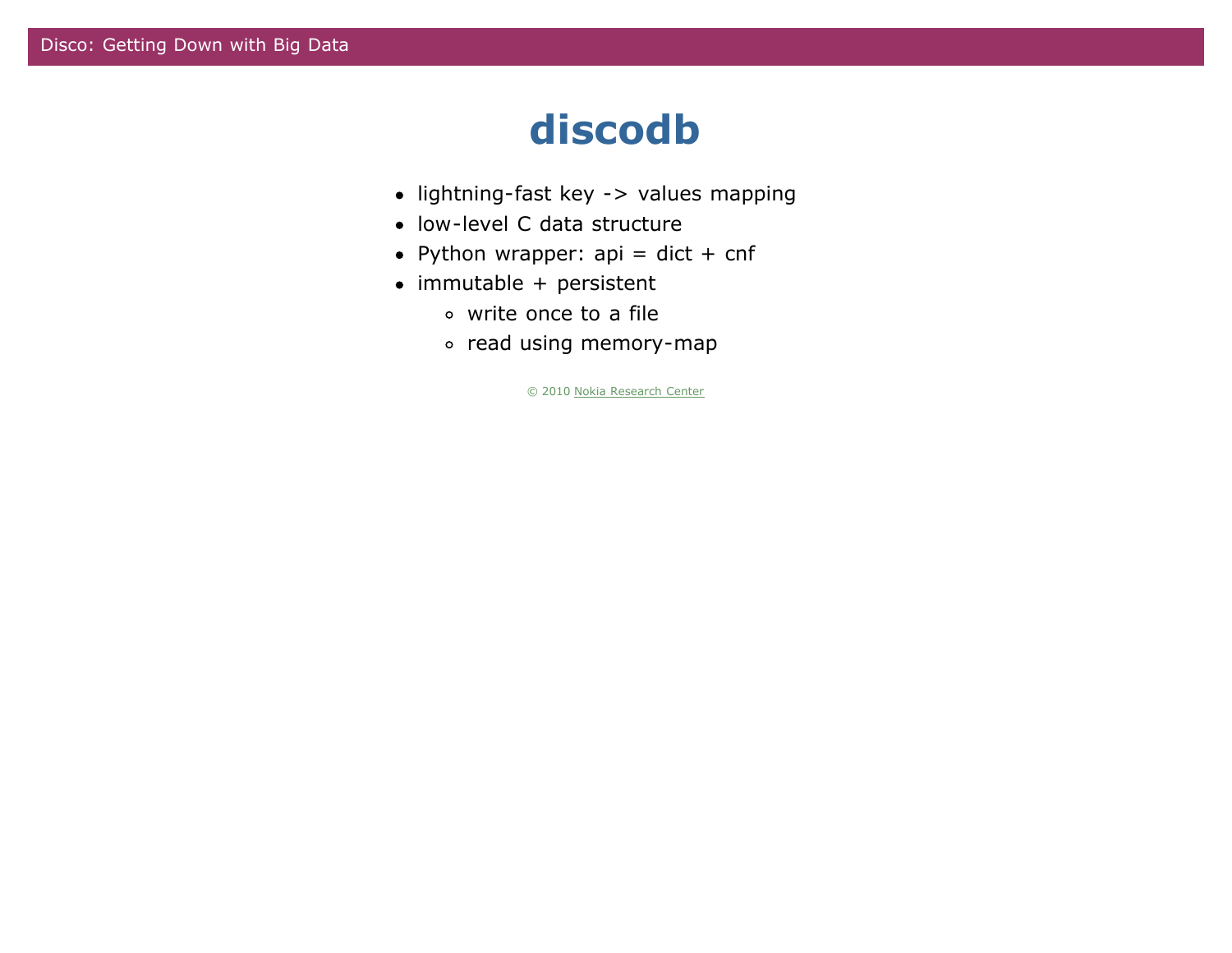# discodb

- lightning-fast key -> values mapping
- low-level C data structure
- Python wrapper: api = dict + cnf
- immutable + persistent
  - write once to a file
  - read using memory-map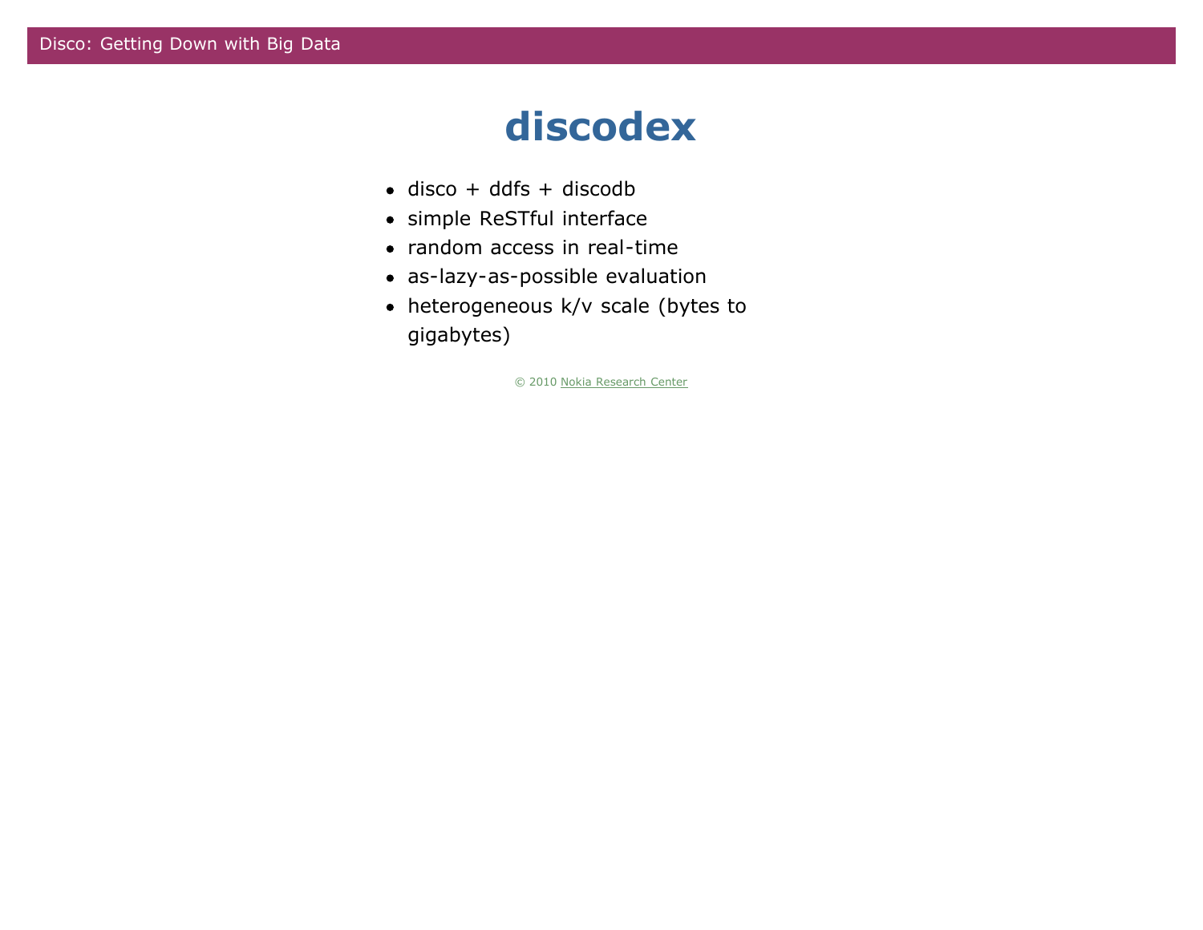# discodex

- disco + ddfs + discodb
- simple ReSTful interface
- random access in real-time
- as-lazy-as-possible evaluation
- heterogeneous k/v scale (bytes to gigabytes)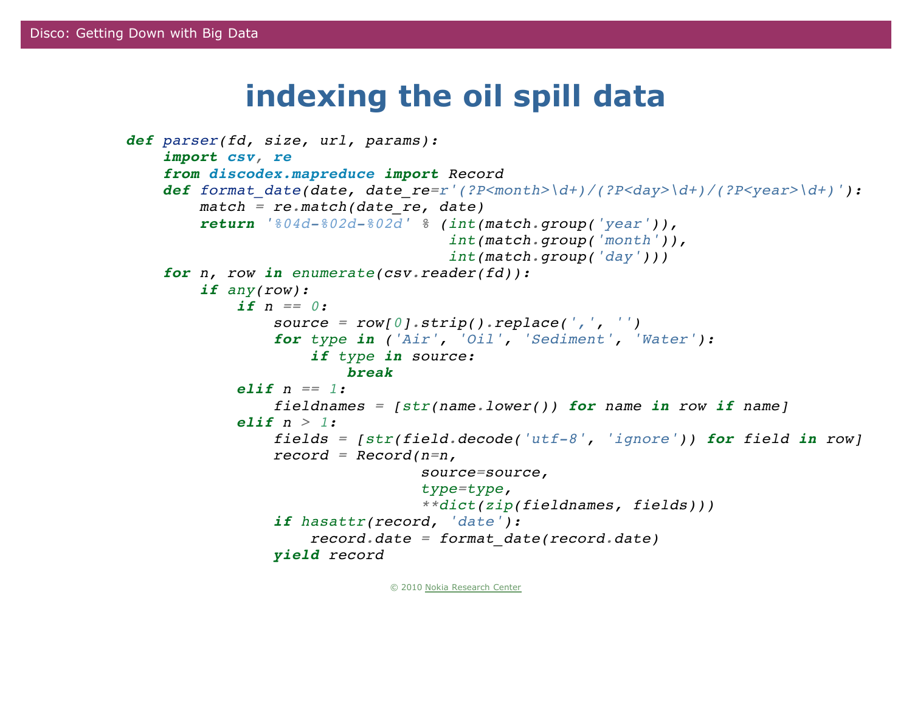# indexing the oil spill data

```python
def parser(fd, size, url, params):
    import csv, re
    from discodex.mapreduce import Record
    def format_date(date, date_re=r'(?P<month>\d+)/(?P<day>\d+)/(?P<year>\d+)'):
        match = re.match(date_re, date)
        return '%04d-%02d-%02d' % (int(match.group('year')),
                                   int(match.group('month')),
                                   int(match.group('day')))
    for n, row in enumerate(csv.reader(fd)):
        if any(row):
            if n == 0:
                source = row[0].strip().replace(',', '')
                for type in ('Air', 'Oil', 'Sediment', 'Water'):
                    if type in source:
                        break
            elif n == 1:
                fieldnames = [str(name.lower()) for name in row if name]
            elif n > 1:
                fields = [str(field.decode('utf-8', 'ignore')) for field in row]
                record = Record(n=n,
                                source=source,
                                type=type,
                                **dict(zip(fieldnames, fields)))
                if hasattr(record, 'date'):
                    record.date = format_date(record.date)
                yield record
```

© 2010 Nokia Research Center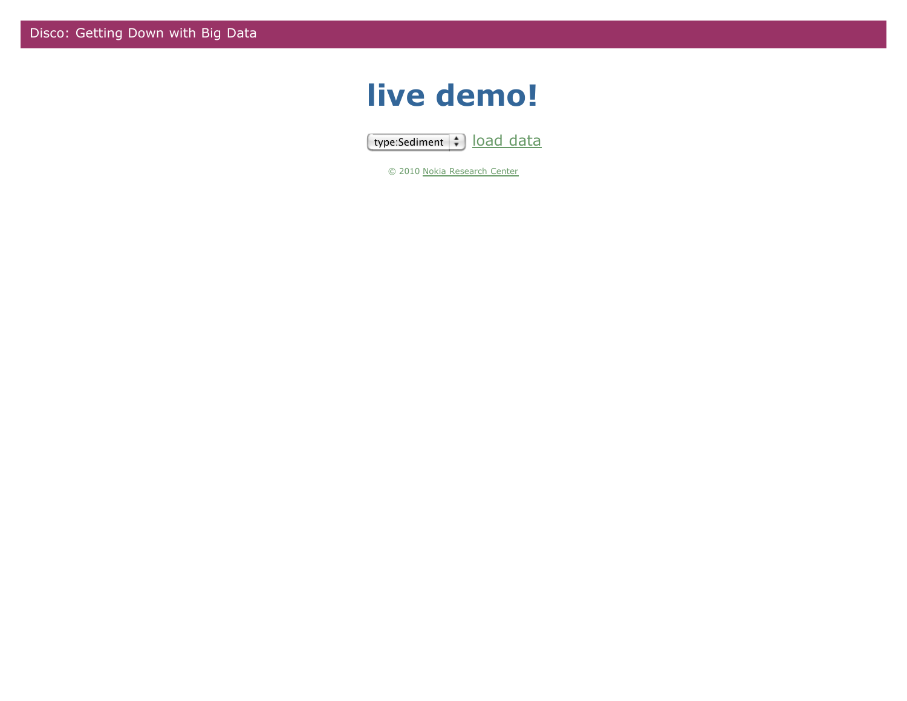Disco: Getting Down with Big Data

# live demo!

type:Sediment load data

© 2010 Nokia Research Center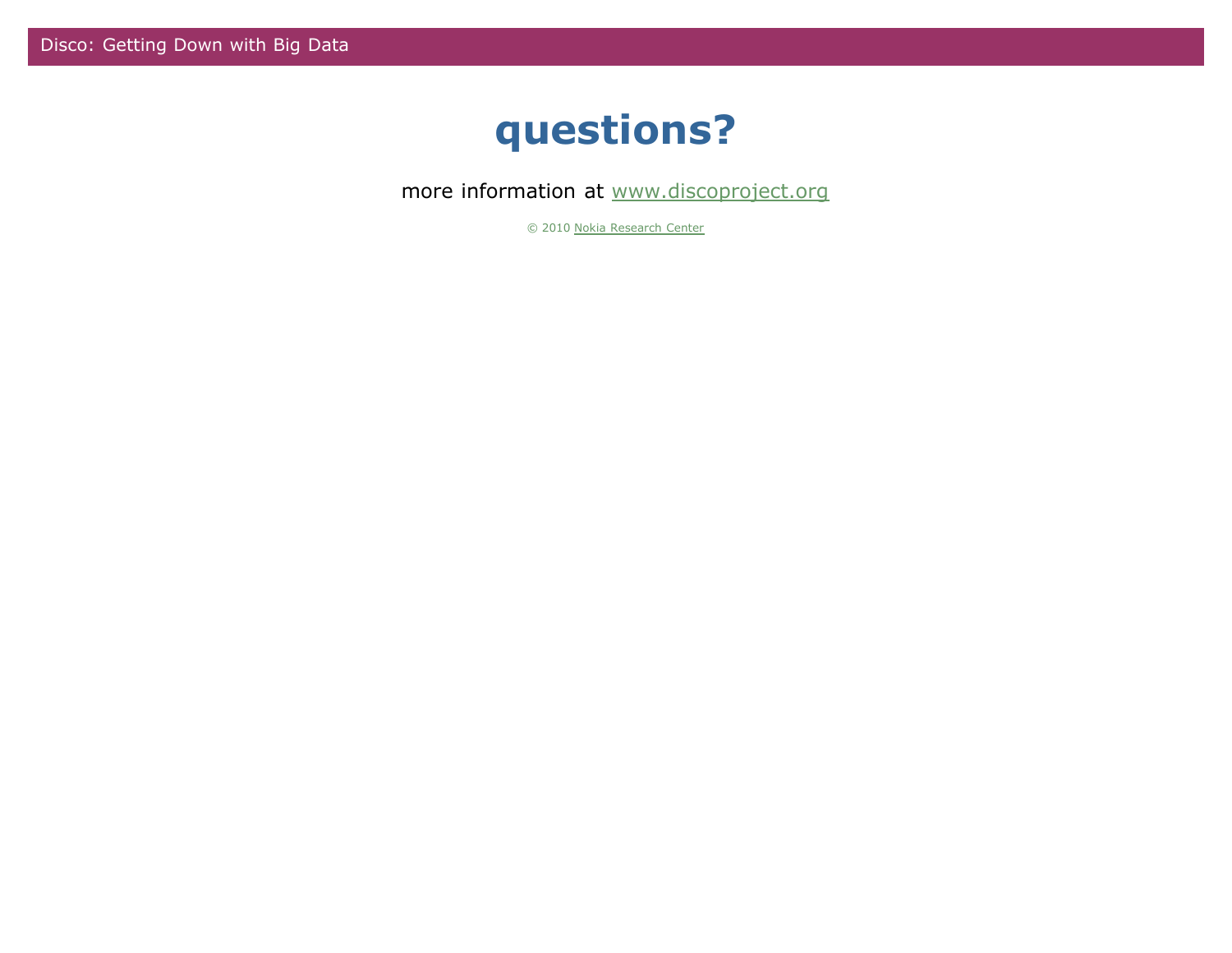# questions?

more information at www.discoproject.org

© 2010 Nokia Research Center